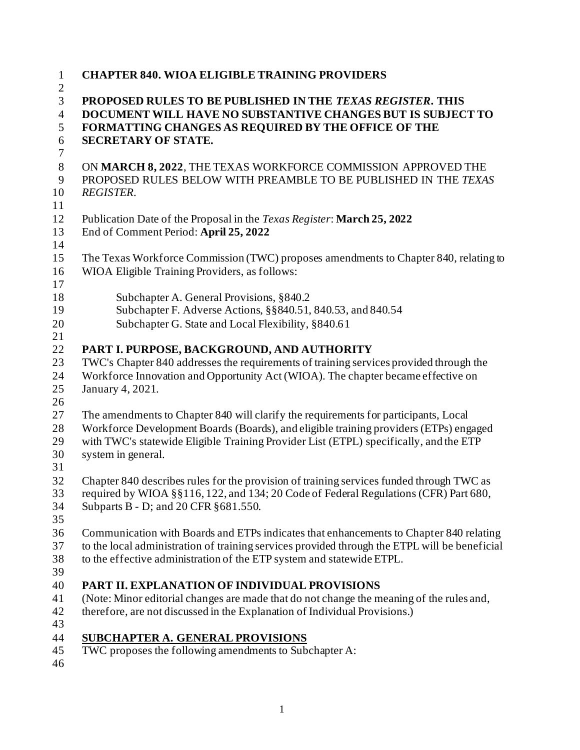# CHAPTER 840. WIOA ELIGIBLE TRAINING PROVIDERS

**PROPOSED RULES TO BE PUBLISHED IN THE *TEXAS REGISTER*. THIS DOCUMENT WILL HAVE NO SUBSTANTIVE CHANGES BUT IS SUBJECT TO FORMATTING CHANGES AS REQUIRED BY THE OFFICE OF THE SECRETARY OF STATE.**

ON **MARCH 8, 2022**, THE TEXAS WORKFORCE COMMISSION APPROVED THE PROPOSED RULES BELOW WITH PREAMBLE TO BE PUBLISHED IN THE *TEXAS REGISTER*.

Publication Date of the Proposal in the *Texas Register*: **March 25, 2022**
End of Comment Period: **April 25, 2022**

The Texas Workforce Commission (TWC) proposes amendments to Chapter 840, relating to WIOA Eligible Training Providers, as follows:

Subchapter A. General Provisions, §840.2
Subchapter F. Adverse Actions, §§840.51, 840.53, and 840.54
Subchapter G. State and Local Flexibility, §840.61

## PART I. PURPOSE, BACKGROUND, AND AUTHORITY

TWC's Chapter 840 addresses the requirements of training services provided through the Workforce Innovation and Opportunity Act (WIOA). The chapter became effective on January 4, 2021.

The amendments to Chapter 840 will clarify the requirements for participants, Local Workforce Development Boards (Boards), and eligible training providers (ETPs) engaged with TWC's statewide Eligible Training Provider List (ETPL) specifically, and the ETP system in general.

Chapter 840 describes rules for the provision of training services funded through TWC as required by WIOA §§116, 122, and 134; 20 Code of Federal Regulations (CFR) Part 680, Subparts B - D; and 20 CFR §681.550.

Communication with Boards and ETPs indicates that enhancements to Chapter 840 relating to the local administration of training services provided through the ETPL will be beneficial to the effective administration of the ETP system and statewide ETPL.

## PART II. EXPLANATION OF INDIVIDUAL PROVISIONS

(Note: Minor editorial changes are made that do not change the meaning of the rules and, therefore, are not discussed in the Explanation of Individual Provisions.)

### SUBCHAPTER A. GENERAL PROVISIONS

TWC proposes the following amendments to Subchapter A: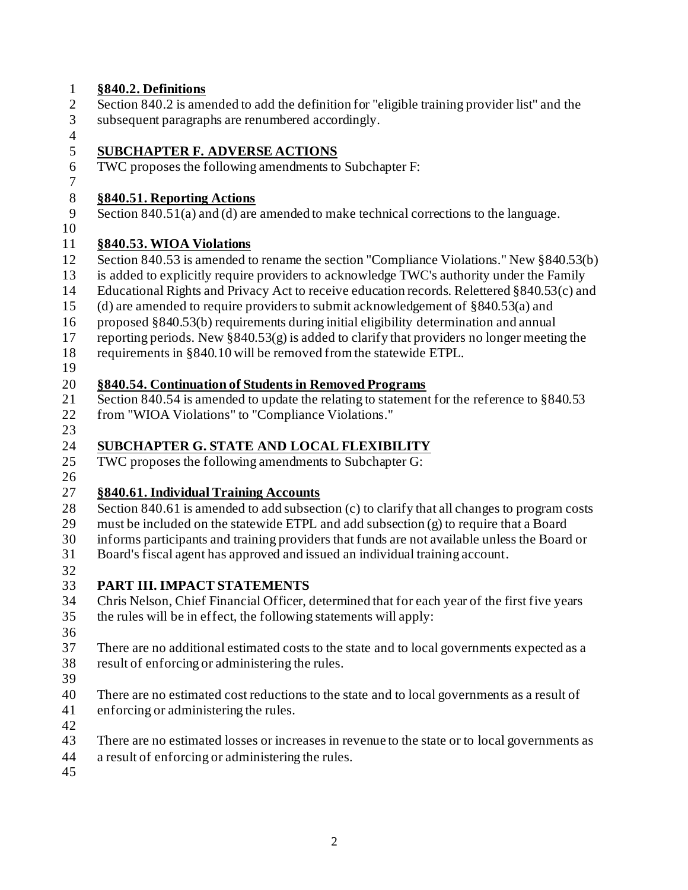**§840.2. Definitions**

Section 840.2 is amended to add the definition for "eligible training provider list" and the subsequent paragraphs are renumbered accordingly.

## SUBCHAPTER F. ADVERSE ACTIONS

TWC proposes the following amendments to Subchapter F:

**§840.51. Reporting Actions**

Section 840.51(a) and (d) are amended to make technical corrections to the language.

**§840.53. WIOA Violations**

Section 840.53 is amended to rename the section "Compliance Violations." New §840.53(b) is added to explicitly require providers to acknowledge TWC's authority under the Family Educational Rights and Privacy Act to receive education records. Relettered §840.53(c) and (d) are amended to require providers to submit acknowledgement of §840.53(a) and proposed §840.53(b) requirements during initial eligibility determination and annual reporting periods. New §840.53(g) is added to clarify that providers no longer meeting the requirements in §840.10 will be removed from the statewide ETPL.

**§840.54. Continuation of Students in Removed Programs**

Section 840.54 is amended to update the relating to statement for the reference to §840.53 from "WIOA Violations" to "Compliance Violations."

## SUBCHAPTER G. STATE AND LOCAL FLEXIBILITY

TWC proposes the following amendments to Subchapter G:

**§840.61. Individual Training Accounts**

Section 840.61 is amended to add subsection (c) to clarify that all changes to program costs must be included on the statewide ETPL and add subsection (g) to require that a Board informs participants and training providers that funds are not available unless the Board or Board's fiscal agent has approved and issued an individual training account.

## PART III. IMPACT STATEMENTS

Chris Nelson, Chief Financial Officer, determined that for each year of the first five years the rules will be in effect, the following statements will apply:

There are no additional estimated costs to the state and to local governments expected as a result of enforcing or administering the rules.

There are no estimated cost reductions to the state and to local governments as a result of enforcing or administering the rules.

There are no estimated losses or increases in revenue to the state or to local governments as a result of enforcing or administering the rules.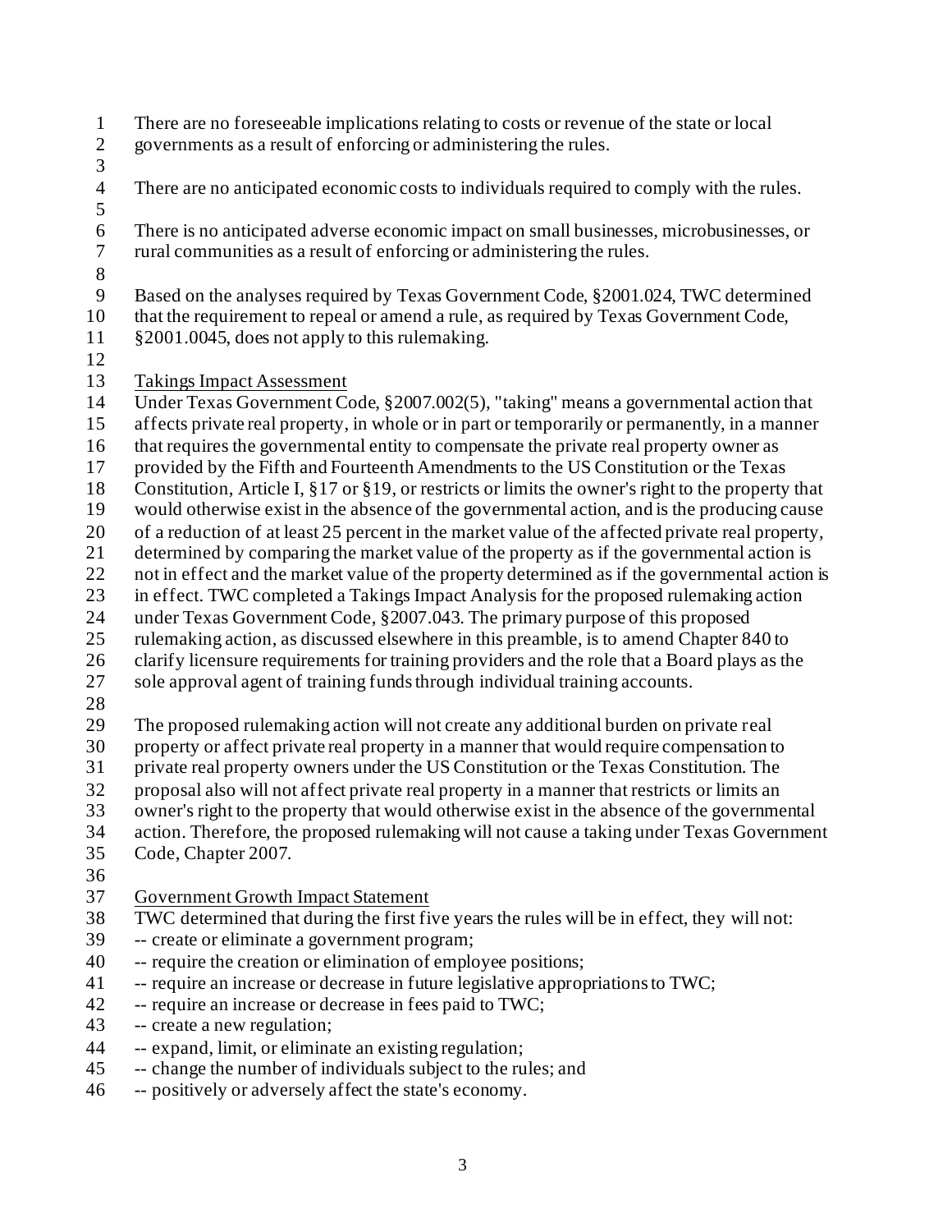There are no foreseeable implications relating to costs or revenue of the state or local governments as a result of enforcing or administering the rules.

There are no anticipated economic costs to individuals required to comply with the rules.

There is no anticipated adverse economic impact on small businesses, microbusinesses, or rural communities as a result of enforcing or administering the rules.

Based on the analyses required by Texas Government Code, §2001.024, TWC determined that the requirement to repeal or amend a rule, as required by Texas Government Code, §2001.0045, does not apply to this rulemaking.

Takings Impact Assessment

Under Texas Government Code, §2007.002(5), "taking" means a governmental action that affects private real property, in whole or in part or temporarily or permanently, in a manner that requires the governmental entity to compensate the private real property owner as provided by the Fifth and Fourteenth Amendments to the US Constitution or the Texas Constitution, Article I, §17 or §19, or restricts or limits the owner's right to the property that would otherwise exist in the absence of the governmental action, and is the producing cause of a reduction of at least 25 percent in the market value of the affected private real property, determined by comparing the market value of the property as if the governmental action is not in effect and the market value of the property determined as if the governmental action is in effect. TWC completed a Takings Impact Analysis for the proposed rulemaking action under Texas Government Code, §2007.043. The primary purpose of this proposed rulemaking action, as discussed elsewhere in this preamble, is to amend Chapter 840 to clarify licensure requirements for training providers and the role that a Board plays as the sole approval agent of training funds through individual training accounts.

The proposed rulemaking action will not create any additional burden on private real property or affect private real property in a manner that would require compensation to private real property owners under the US Constitution or the Texas Constitution. The proposal also will not affect private real property in a manner that restricts or limits an owner's right to the property that would otherwise exist in the absence of the governmental action. Therefore, the proposed rulemaking will not cause a taking under Texas Government Code, Chapter 2007.

Government Growth Impact Statement

TWC determined that during the first five years the rules will be in effect, they will not:
-- create or eliminate a government program;
-- require the creation or elimination of employee positions;
-- require an increase or decrease in future legislative appropriations to TWC;
-- require an increase or decrease in fees paid to TWC;
-- create a new regulation;
-- expand, limit, or eliminate an existing regulation;
-- change the number of individuals subject to the rules; and
-- positively or adversely affect the state's economy.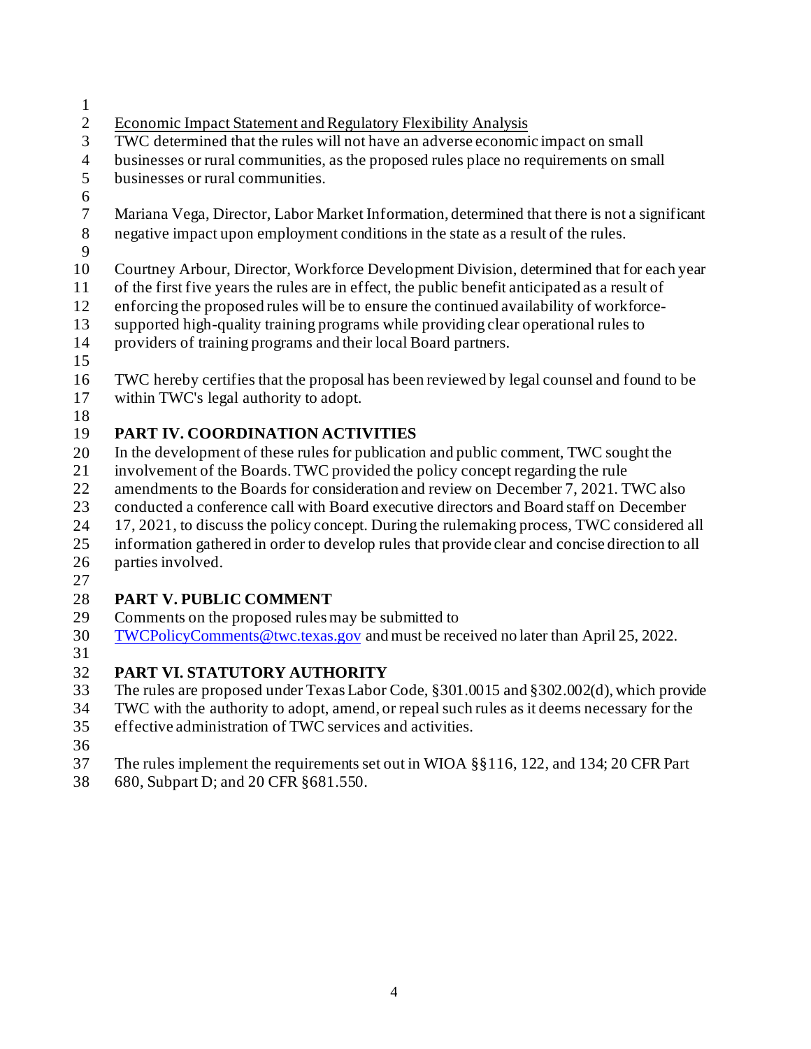<u>Economic Impact Statement and Regulatory Flexibility Analysis</u>

TWC determined that the rules will not have an adverse economic impact on small businesses or rural communities, as the proposed rules place no requirements on small businesses or rural communities.

Mariana Vega, Director, Labor Market Information, determined that there is not a significant negative impact upon employment conditions in the state as a result of the rules.

Courtney Arbour, Director, Workforce Development Division, determined that for each year of the first five years the rules are in effect, the public benefit anticipated as a result of enforcing the proposed rules will be to ensure the continued availability of workforce-supported high-quality training programs while providing clear operational rules to providers of training programs and their local Board partners.

TWC hereby certifies that the proposal has been reviewed by legal counsel and found to be within TWC's legal authority to adopt.

## PART IV. COORDINATION ACTIVITIES

In the development of these rules for publication and public comment, TWC sought the involvement of the Boards. TWC provided the policy concept regarding the rule amendments to the Boards for consideration and review on December 7, 2021. TWC also conducted a conference call with Board executive directors and Board staff on December 17, 2021, to discuss the policy concept. During the rulemaking process, TWC considered all information gathered in order to develop rules that provide clear and concise direction to all parties involved.

## PART V. PUBLIC COMMENT

Comments on the proposed rules may be submitted to TWCPolicyComments@twc.texas.gov and must be received no later than April 25, 2022.

## PART VI. STATUTORY AUTHORITY

The rules are proposed under Texas Labor Code, §301.0015 and §302.002(d), which provide TWC with the authority to adopt, amend, or repeal such rules as it deems necessary for the effective administration of TWC services and activities.

The rules implement the requirements set out in WIOA §§116, 122, and 134; 20 CFR Part 680, Subpart D; and 20 CFR §681.550.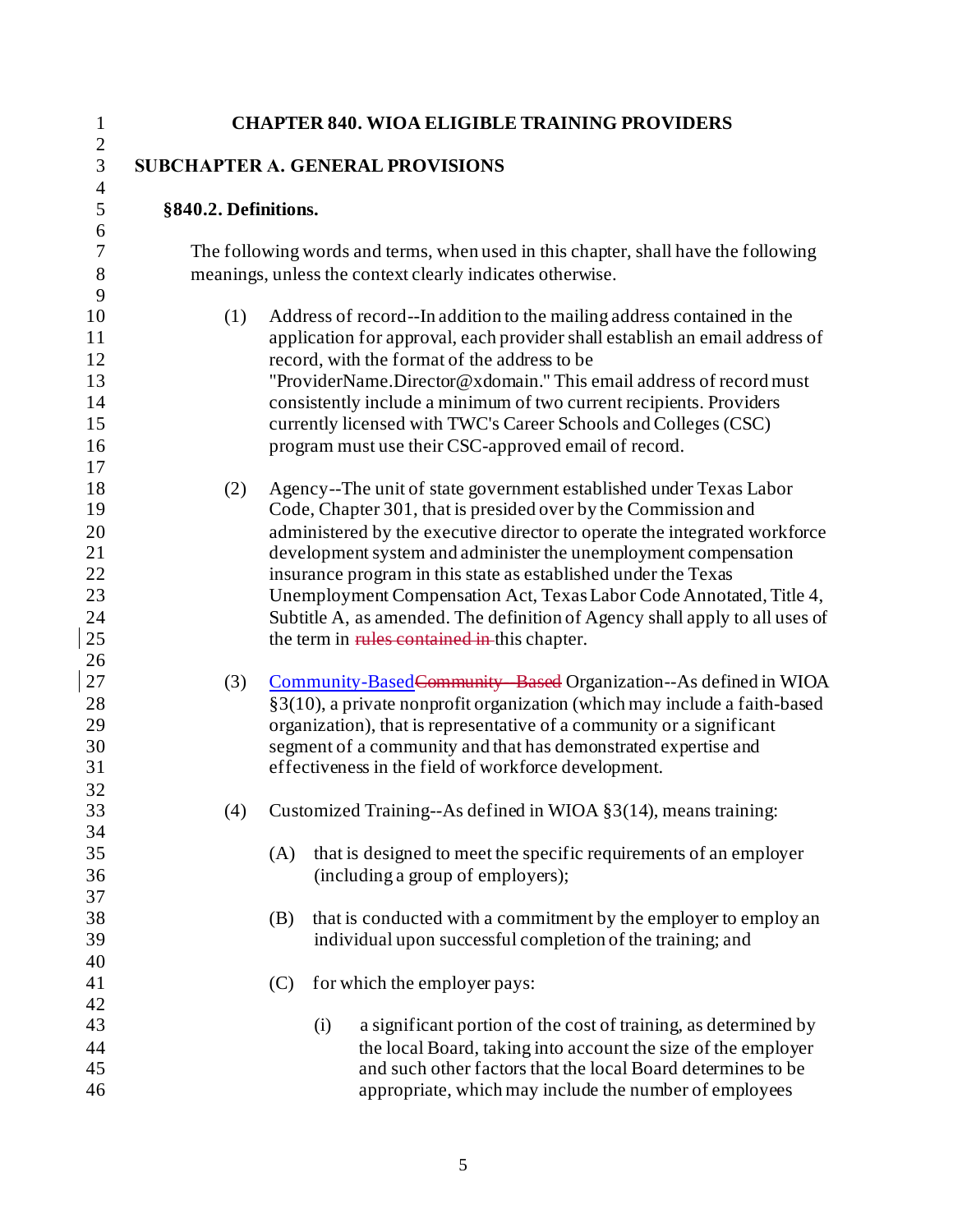# CHAPTER 840. WIOA ELIGIBLE TRAINING PROVIDERS

## SUBCHAPTER A. GENERAL PROVISIONS

### §840.2. Definitions.

The following words and terms, when used in this chapter, shall have the following meanings, unless the context clearly indicates otherwise.

(1) Address of record--In addition to the mailing address contained in the application for approval, each provider shall establish an email address of record, with the format of the address to be "ProviderName.Director@xdomain." This email address of record must consistently include a minimum of two current recipients. Providers currently licensed with TWC's Career Schools and Colleges (CSC) program must use their CSC-approved email of record.

(2) Agency--The unit of state government established under Texas Labor Code, Chapter 301, that is presided over by the Commission and administered by the executive director to operate the integrated workforce development system and administer the unemployment compensation insurance program in this state as established under the Texas Unemployment Compensation Act, Texas Labor Code Annotated, Title 4, Subtitle A, as amended. The definition of Agency shall apply to all uses of the term in ~~rules contained in~~ this chapter.

(3) Community-Based~~Community - Based~~ Organization--As defined in WIOA §3(10), a private nonprofit organization (which may include a faith-based organization), that is representative of a community or a significant segment of a community and that has demonstrated expertise and effectiveness in the field of workforce development.

(4) Customized Training--As defined in WIOA §3(14), means training:

(A) that is designed to meet the specific requirements of an employer (including a group of employers);

(B) that is conducted with a commitment by the employer to employ an individual upon successful completion of the training; and

(C) for which the employer pays:

(i) a significant portion of the cost of training, as determined by the local Board, taking into account the size of the employer and such other factors that the local Board determines to be appropriate, which may include the number of employees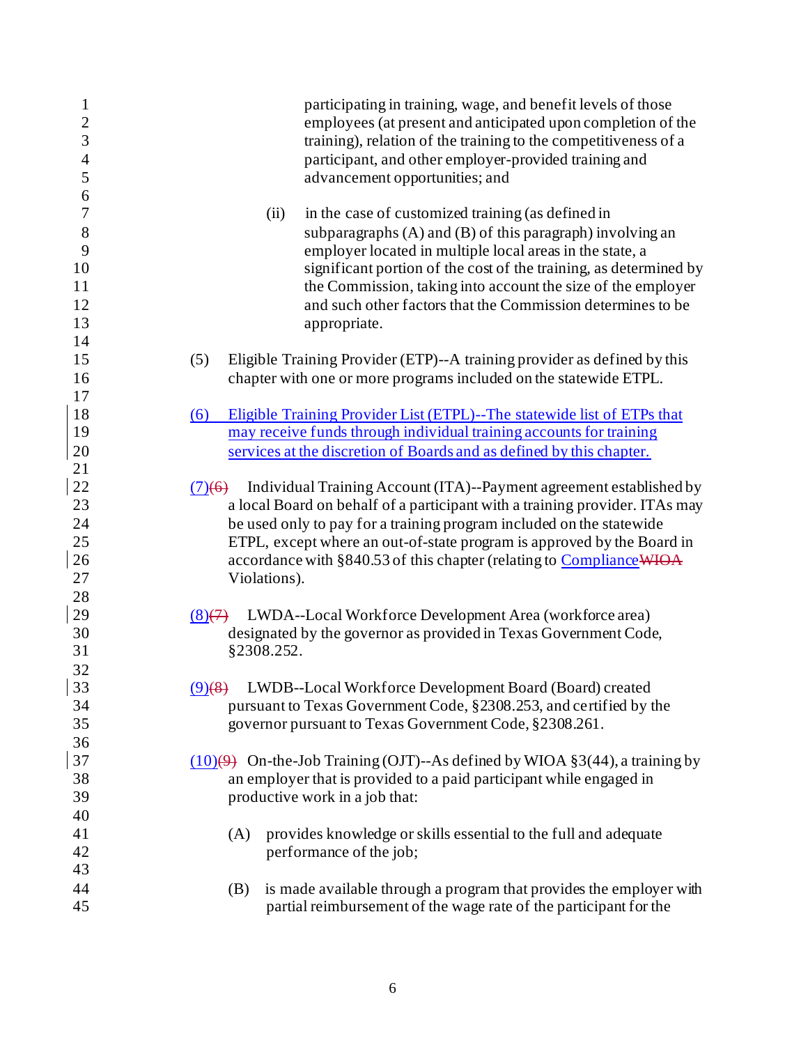participating in training, wage, and benefit levels of those employees (at present and anticipated upon completion of the training), relation of the training to the competitiveness of a participant, and other employer-provided training and advancement opportunities; and

(ii) in the case of customized training (as defined in subparagraphs (A) and (B) of this paragraph) involving an employer located in multiple local areas in the state, a significant portion of the cost of the training, as determined by the Commission, taking into account the size of the employer and such other factors that the Commission determines to be appropriate.

(5) Eligible Training Provider (ETP)--A training provider as defined by this chapter with one or more programs included on the statewide ETPL.

<u>(6) Eligible Training Provider List (ETPL)--The statewide list of ETPs that may receive funds through individual training accounts for training services at the discretion of Boards and as defined by this chapter.</u>

<u>(7)</u>~~(6)~~ Individual Training Account (ITA)--Payment agreement established by a local Board on behalf of a participant with a training provider. ITAs may be used only to pay for a training program included on the statewide ETPL, except where an out-of-state program is approved by the Board in accordance with §840.53 of this chapter (relating to <u>Compliance</u>~~WIOA~~ Violations).

<u>(8)</u>~~(7)~~ LWDA--Local Workforce Development Area (workforce area) designated by the governor as provided in Texas Government Code, §2308.252.

<u>(9)</u>~~(8)~~ LWDB--Local Workforce Development Board (Board) created pursuant to Texas Government Code, §2308.253, and certified by the governor pursuant to Texas Government Code, §2308.261.

<u>(10)</u>~~(9)~~ On-the-Job Training (OJT)--As defined by WIOA §3(44), a training by an employer that is provided to a paid participant while engaged in productive work in a job that:

(A) provides knowledge or skills essential to the full and adequate performance of the job;

(B) is made available through a program that provides the employer with partial reimbursement of the wage rate of the participant for the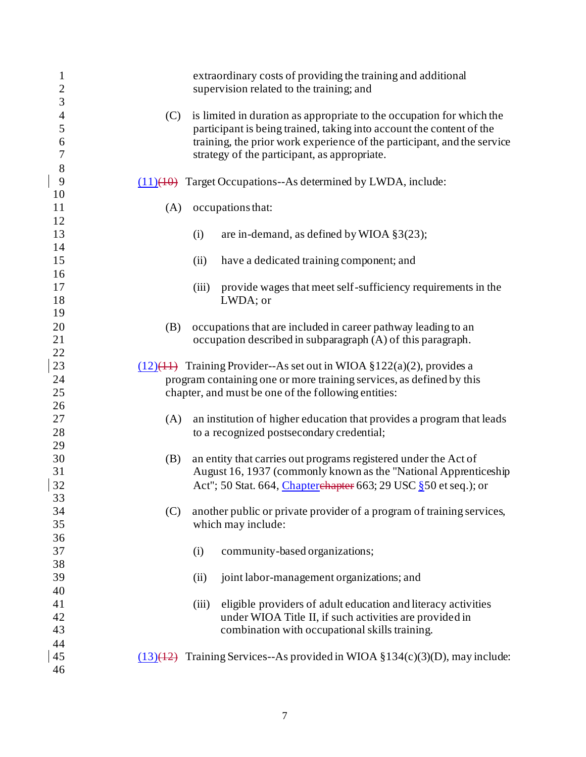extraordinary costs of providing the training and additional supervision related to the training; and

(C) is limited in duration as appropriate to the occupation for which the participant is being trained, taking into account the content of the training, the prior work experience of the participant, and the service strategy of the participant, as appropriate.

(11)~~(10)~~ Target Occupations--As determined by LWDA, include:

(A) occupations that:

(i) are in-demand, as defined by WIOA §3(23);

(ii) have a dedicated training component; and

(iii) provide wages that meet self-sufficiency requirements in the LWDA; or

(B) occupations that are included in career pathway leading to an occupation described in subparagraph (A) of this paragraph.

(12)~~(11)~~ Training Provider--As set out in WIOA §122(a)(2), provides a program containing one or more training services, as defined by this chapter, and must be one of the following entities:

(A) an institution of higher education that provides a program that leads to a recognized postsecondary credential;

(B) an entity that carries out programs registered under the Act of August 16, 1937 (commonly known as the "National Apprenticeship Act"; 50 Stat. 664, Chapter~~chapter~~ 663; 29 USC §50 et seq.); or

(C) another public or private provider of a program of training services, which may include:

(i) community-based organizations;

(ii) joint labor-management organizations; and

(iii) eligible providers of adult education and literacy activities under WIOA Title II, if such activities are provided in combination with occupational skills training.

(13)~~(12)~~ Training Services--As provided in WIOA §134(c)(3)(D), may include: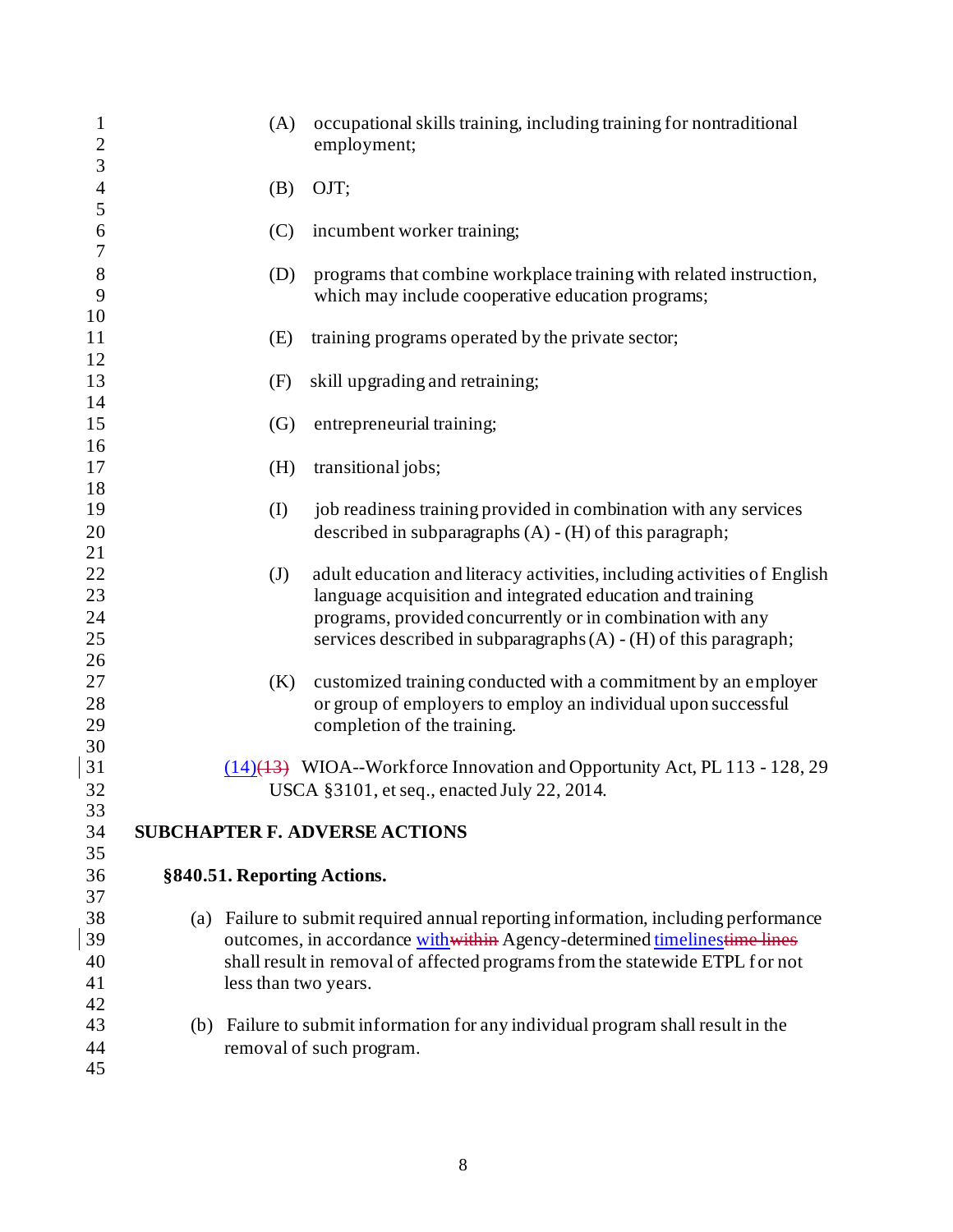(A) occupational skills training, including training for nontraditional employment;

(B) OJT;

(C) incumbent worker training;

(D) programs that combine workplace training with related instruction, which may include cooperative education programs;

(E) training programs operated by the private sector;

(F) skill upgrading and retraining;

(G) entrepreneurial training;

(H) transitional jobs;

(I) job readiness training provided in combination with any services described in subparagraphs (A) - (H) of this paragraph;

(J) adult education and literacy activities, including activities of English language acquisition and integrated education and training programs, provided concurrently or in combination with any services described in subparagraphs (A) - (H) of this paragraph;

(K) customized training conducted with a commitment by an employer or group of employers to employ an individual upon successful completion of the training.

(14)~~(13)~~ WIOA--Workforce Innovation and Opportunity Act, PL 113 - 128, 29 USCA §3101, et seq., enacted July 22, 2014.

## SUBCHAPTER F. ADVERSE ACTIONS

### §840.51. Reporting Actions.

(a) Failure to submit required annual reporting information, including performance outcomes, in accordance with~~within~~ Agency-determined timelines~~time lines~~ shall result in removal of affected programs from the statewide ETPL for not less than two years.

(b) Failure to submit information for any individual program shall result in the removal of such program.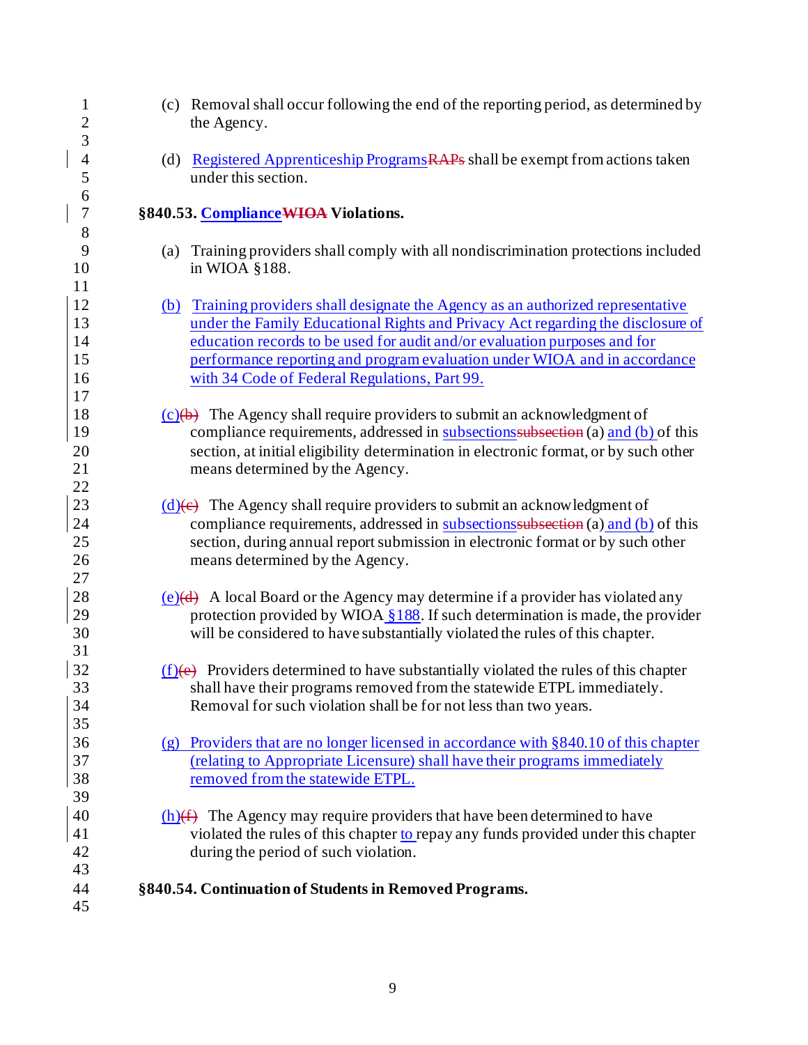(c) Removal shall occur following the end of the reporting period, as determined by the Agency.

(d) Registered Apprenticeship ProgramsRAPs shall be exempt from actions taken under this section.

**§840.53. ComplianceWIOA Violations.**

(a) Training providers shall comply with all nondiscrimination protections included in WIOA §188.

(b) Training providers shall designate the Agency as an authorized representative under the Family Educational Rights and Privacy Act regarding the disclosure of education records to be used for audit and/or evaluation purposes and for performance reporting and program evaluation under WIOA and in accordance with 34 Code of Federal Regulations, Part 99.

(c)(b) The Agency shall require providers to submit an acknowledgment of compliance requirements, addressed in subsectionssubsection (a) and (b) of this section, at initial eligibility determination in electronic format, or by such other means determined by the Agency.

(d)(c) The Agency shall require providers to submit an acknowledgment of compliance requirements, addressed in subsectionssubsection (a) and (b) of this section, during annual report submission in electronic format or by such other means determined by the Agency.

(e)(d) A local Board or the Agency may determine if a provider has violated any protection provided by WIOA §188. If such determination is made, the provider will be considered to have substantially violated the rules of this chapter.

(f)(e) Providers determined to have substantially violated the rules of this chapter shall have their programs removed from the statewide ETPL immediately. Removal for such violation shall be for not less than two years.

(g) Providers that are no longer licensed in accordance with §840.10 of this chapter (relating to Appropriate Licensure) shall have their programs immediately removed from the statewide ETPL.

(h)(f) The Agency may require providers that have been determined to have violated the rules of this chapter to repay any funds provided under this chapter during the period of such violation.

**§840.54. Continuation of Students in Removed Programs.**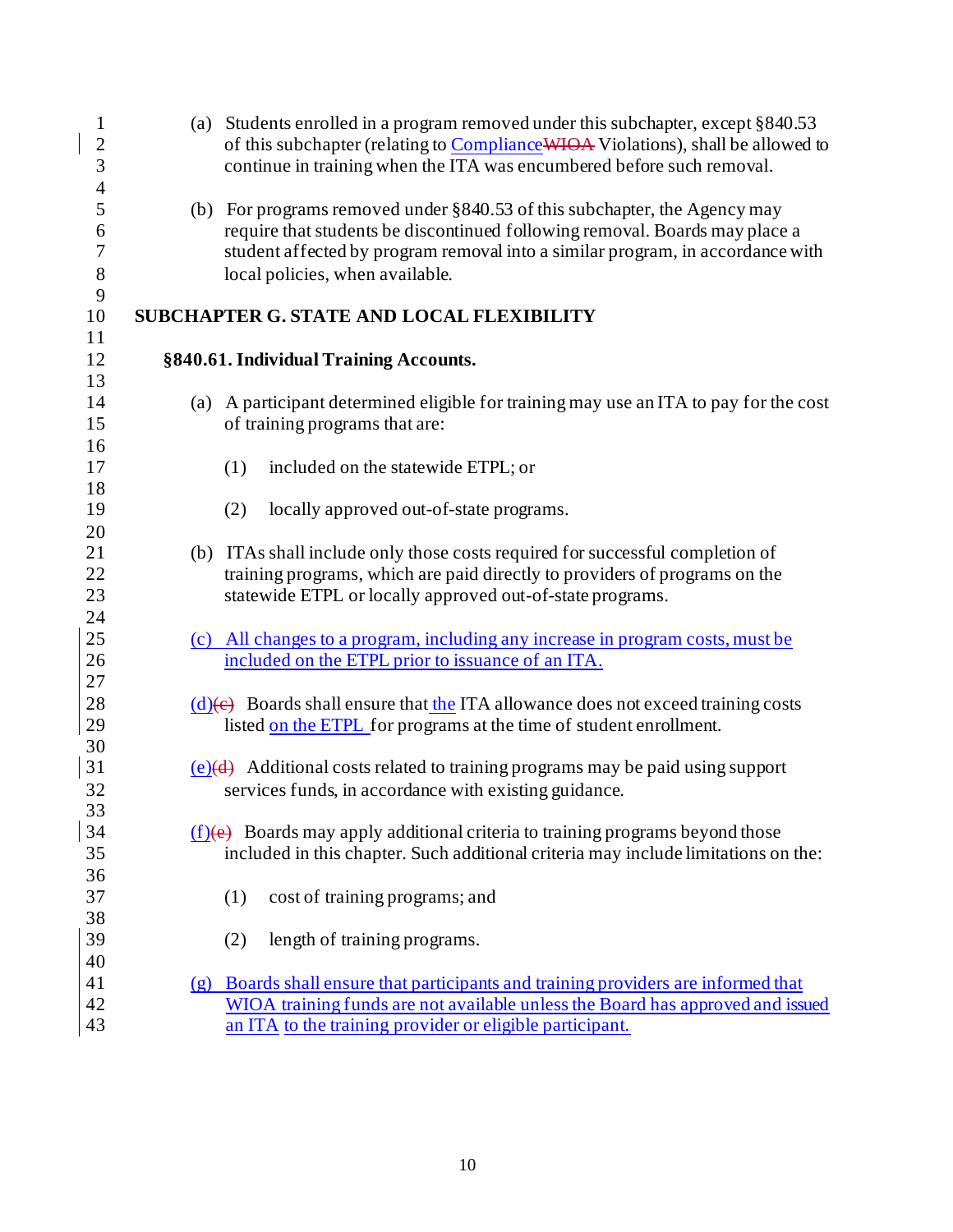(a) Students enrolled in a program removed under this subchapter, except §840.53 of this subchapter (relating to ComplianceWIOA Violations), shall be allowed to continue in training when the ITA was encumbered before such removal.

(b) For programs removed under §840.53 of this subchapter, the Agency may require that students be discontinued following removal. Boards may place a student affected by program removal into a similar program, in accordance with local policies, when available.

## SUBCHAPTER G. STATE AND LOCAL FLEXIBILITY

### §840.61. Individual Training Accounts.

(a) A participant determined eligible for training may use an ITA to pay for the cost of training programs that are:

(1) included on the statewide ETPL; or

(2) locally approved out-of-state programs.

(b) ITAs shall include only those costs required for successful completion of training programs, which are paid directly to providers of programs on the statewide ETPL or locally approved out-of-state programs.

(c) All changes to a program, including any increase in program costs, must be included on the ETPL prior to issuance of an ITA.

(d)(c) Boards shall ensure that the ITA allowance does not exceed training costs listed on the ETPL for programs at the time of student enrollment.

(e)(d) Additional costs related to training programs may be paid using support services funds, in accordance with existing guidance.

(f)(e) Boards may apply additional criteria to training programs beyond those included in this chapter. Such additional criteria may include limitations on the:

(1) cost of training programs; and

(2) length of training programs.

(g) Boards shall ensure that participants and training providers are informed that WIOA training funds are not available unless the Board has approved and issued an ITA to the training provider or eligible participant.